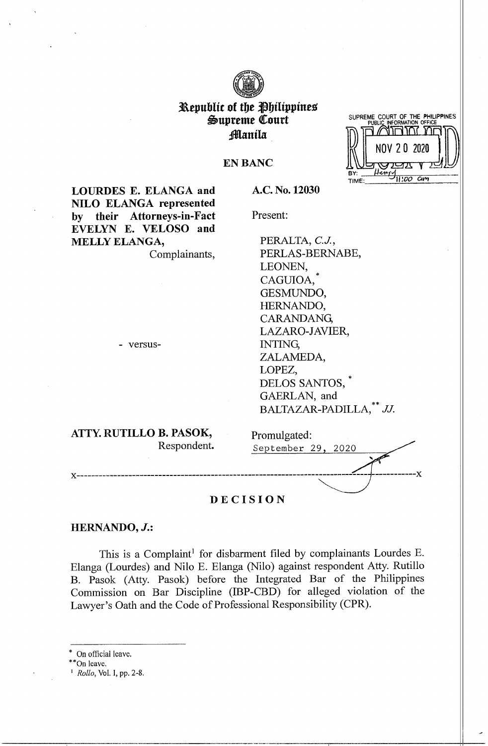# Republic of the Philippines
# Supreme Court
# Manila

SUPREME COURT OF THE PHILIPPINES
PUBLIC INFORMATION OFFICE
RECEIVED
NOV 20 2020
BY: Henry
TIME: 11:00 am

## EN BANC

| | |
|---|---|
| **LOURDES E. ELANGA and NILO ELANGA represented by their Attorneys-in-Fact EVELYN E. VELOSO and MELLY ELANGA,** Complainants, | **A.C. No. 12030** |
| | Present: |
| - versus- | PERALTA, *C.J.*, PERLAS-BERNABE, LEONEN, CAGUIOA,[*] GESMUNDO, HERNANDO, CARANDANG, LAZARO-JAVIER, INTING, ZALAMEDA, LOPEZ, DELOS SANTOS,[*] GAERLAN, and BALTAZAR-PADILLA,[**] *JJ.* |
| **ATTY. RUTILLO B. PASOK,** Respondent. | Promulgated: September 29, 2020 |

x-----------------------------------------------------------------------------------------x

## DECISION

**HERNANDO, *J.*:**

This is a Complaint[1] for disbarment filed by complainants Lourdes E. Elanga (Lourdes) and Nilo E. Elanga (Nilo) against respondent Atty. Rutillo B. Pasok (Atty. Pasok) before the Integrated Bar of the Philippines Commission on Bar Discipline (IBP-CBD) for alleged violation of the Lawyer's Oath and the Code of Professional Responsibility (CPR).

---

[*] On official leave.

[**] On leave.

[1] *Rollo*, Vol. I, pp. 2-8.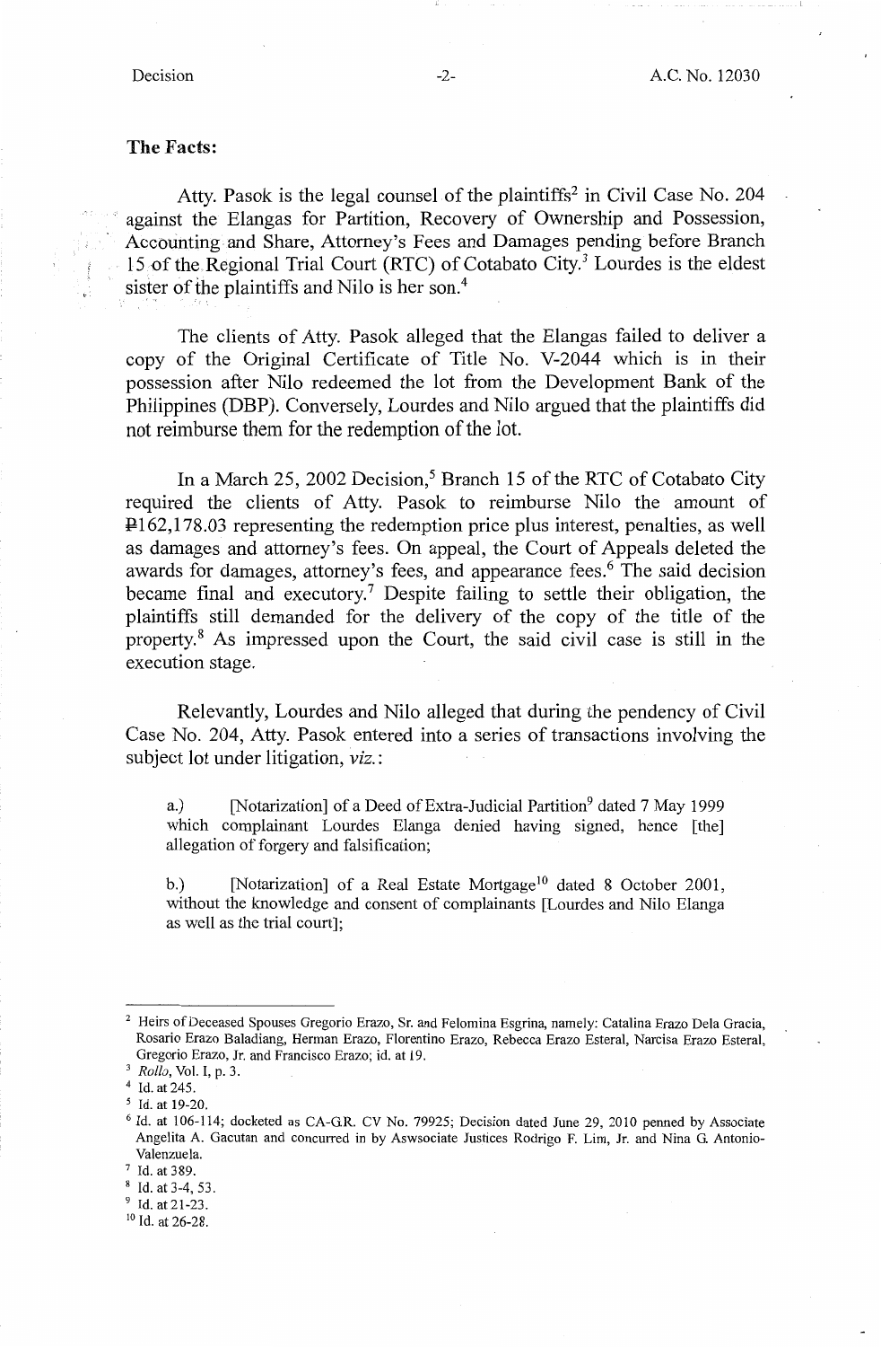**The Facts:**

Atty. Pasok is the legal counsel of the plaintiffs[2] in Civil Case No. 204 against the Elangas for Partition, Recovery of Ownership and Possession, Accounting and Share, Attorney's Fees and Damages pending before Branch 15 of the Regional Trial Court (RTC) of Cotabato City.[3] Lourdes is the eldest sister of the plaintiffs and Nilo is her son.[4]

The clients of Atty. Pasok alleged that the Elangas failed to deliver a copy of the Original Certificate of Title No. V-2044 which is in their possession after Nilo redeemed the lot from the Development Bank of the Philippines (DBP). Conversely, Lourdes and Nilo argued that the plaintiffs did not reimburse them for the redemption of the lot.

In a March 25, 2002 Decision,[5] Branch 15 of the RTC of Cotabato City required the clients of Atty. Pasok to reimburse Nilo the amount of ₱162,178.03 representing the redemption price plus interest, penalties, as well as damages and attorney's fees. On appeal, the Court of Appeals deleted the awards for damages, attorney's fees, and appearance fees.[6] The said decision became final and executory.[7] Despite failing to settle their obligation, the plaintiffs still demanded for the delivery of the copy of the title of the property.[8] As impressed upon the Court, the said civil case is still in the execution stage.

Relevantly, Lourdes and Nilo alleged that during the pendency of Civil Case No. 204, Atty. Pasok entered into a series of transactions involving the subject lot under litigation, *viz.*:

> a.) [Notarization] of a Deed of Extra-Judicial Partition[9] dated 7 May 1999 which complainant Lourdes Elanga denied having signed, hence [the] allegation of forgery and falsification;
>
> b.) [Notarization] of a Real Estate Mortgage[10] dated 8 October 2001, without the knowledge and consent of complainants [Lourdes and Nilo Elanga as well as the trial court];

---

[2] Heirs of Deceased Spouses Gregorio Erazo, Sr. and Felomina Esgrina, namely: Catalina Erazo Dela Gracia, Rosario Erazo Baladiang, Herman Erazo, Florentino Erazo, Rebecca Erazo Esteral, Narcisa Erazo Esteral, Gregorio Erazo, Jr. and Francisco Erazo; id. at 19.

[3] *Rollo*, Vol. I, p. 3.

[4] Id. at 245.

[5] Id. at 19-20.

[6] Id. at 106-114; docketed as CA-G.R. CV No. 79925; Decision dated June 29, 2010 penned by Associate Angelita A. Gacutan and concurred in by Aswsociate Justices Rodrigo F. Lim, Jr. and Nina G. Antonio-Valenzuela.

[7] Id. at 389.

[8] Id. at 3-4, 53.

[9] Id. at 21-23.

[10] Id. at 26-28.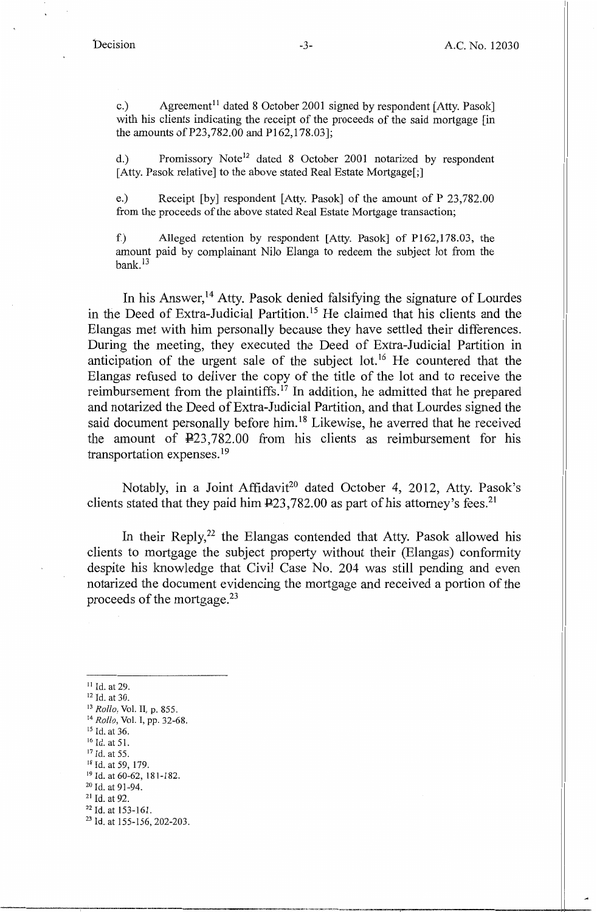c.) Agreement[11] dated 8 October 2001 signed by respondent [Atty. Pasok] with his clients indicating the receipt of the proceeds of the said mortgage [in the amounts of P23,782.00 and P162,178.03];

d.) Promissory Note[12] dated 8 October 2001 notarized by respondent [Atty. Pasok relative] to the above stated Real Estate Mortgage[;]

e.) Receipt [by] respondent [Atty. Pasok] of the amount of P 23,782.00 from the proceeds of the above stated Real Estate Mortgage transaction;

f.) Alleged retention by respondent [Atty. Pasok] of P162,178.03, the amount paid by complainant Nilo Elanga to redeem the subject lot from the bank.[13]

In his Answer,[14] Atty. Pasok denied falsifying the signature of Lourdes in the Deed of Extra-Judicial Partition.[15] He claimed that his clients and the Elangas met with him personally because they have settled their differences. During the meeting, they executed the Deed of Extra-Judicial Partition in anticipation of the urgent sale of the subject lot.[16] He countered that the Elangas refused to deliver the copy of the title of the lot and to receive the reimbursement from the plaintiffs.[17] In addition, he admitted that he prepared and notarized the Deed of Extra-Judicial Partition, and that Lourdes signed the said document personally before him.[18] Likewise, he averred that he received the amount of ₱23,782.00 from his clients as reimbursement for his transportation expenses.[19]

Notably, in a Joint Affidavit[20] dated October 4, 2012, Atty. Pasok's clients stated that they paid him ₱23,782.00 as part of his attorney's fees.[21]

In their Reply,[22] the Elangas contended that Atty. Pasok allowed his clients to mortgage the subject property without their (Elangas) conformity despite his knowledge that Civil Case No. 204 was still pending and even notarized the document evidencing the mortgage and received a portion of the proceeds of the mortgage.[23]

---

[11] Id. at 29.
[12] Id. at 30.
[13] *Rollo*, Vol. II, p. 855.
[14] *Rollo*, Vol. I, pp. 32-68.
[15] Id. at 36.
[16] Id. at 51.
[17] Id. at 55.
[18] Id. at 59, 179.
[19] Id. at 60-62, 181-182.
[20] Id. at 91-94.
[21] Id. at 92.
[22] Id. at 153-161.
[23] Id. at 155-156, 202-203.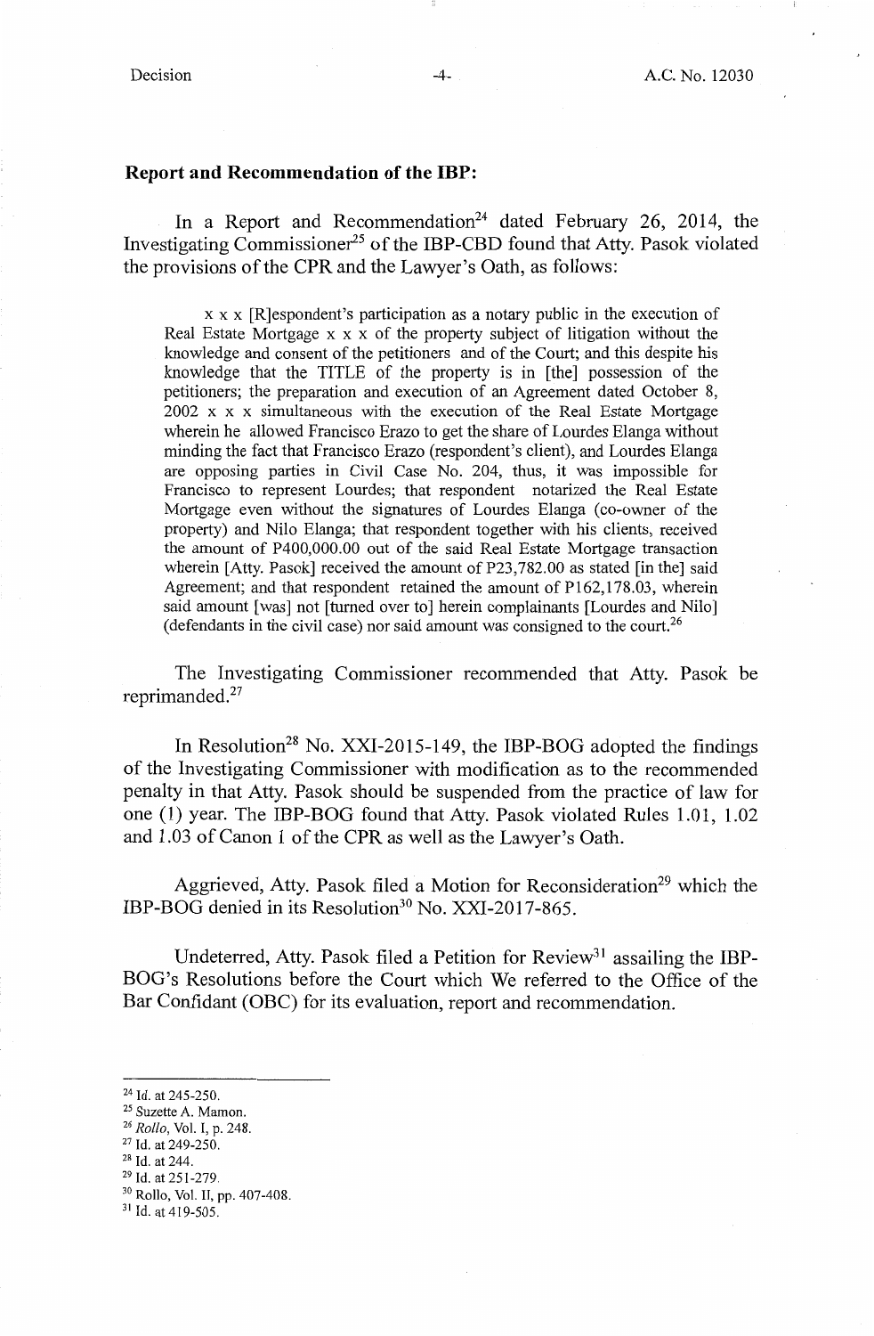**Report and Recommendation of the IBP:**

In a Report and Recommendation[24] dated February 26, 2014, the Investigating Commissioner[25] of the IBP-CBD found that Atty. Pasok violated the provisions of the CPR and the Lawyer's Oath, as follows:

> x x x [R]espondent's participation as a notary public in the execution of Real Estate Mortgage x x x of the property subject of litigation without the knowledge and consent of the petitioners and of the Court; and this despite his knowledge that the TITLE of the property is in [the] possession of the petitioners; the preparation and execution of an Agreement dated October 8, 2002 x x x simultaneous with the execution of the Real Estate Mortgage wherein he allowed Francisco Erazo to get the share of Lourdes Elanga without minding the fact that Francisco Erazo (respondent's client), and Lourdes Elanga are opposing parties in Civil Case No. 204, thus, it was impossible for Francisco to represent Lourdes; that respondent notarized the Real Estate Mortgage even without the signatures of Lourdes Elanga (co-owner of the property) and Nilo Elanga; that respondent together with his clients, received the amount of P400,000.00 out of the said Real Estate Mortgage transaction wherein [Atty. Pasok] received the amount of P23,782.00 as stated [in the] said Agreement; and that respondent retained the amount of P162,178.03, wherein said amount [was] not [turned over to] herein complainants [Lourdes and Nilo] (defendants in the civil case) nor said amount was consigned to the court.[26]

The Investigating Commissioner recommended that Atty. Pasok be reprimanded.[27]

In Resolution[28] No. XXI-2015-149, the IBP-BOG adopted the findings of the Investigating Commissioner with modification as to the recommended penalty in that Atty. Pasok should be suspended from the practice of law for one (1) year. The IBP-BOG found that Atty. Pasok violated Rules 1.01, 1.02 and 1.03 of Canon 1 of the CPR as well as the Lawyer's Oath.

Aggrieved, Atty. Pasok filed a Motion for Reconsideration[29] which the IBP-BOG denied in its Resolution[30] No. XXI-2017-865.

Undeterred, Atty. Pasok filed a Petition for Review[31] assailing the IBP-BOG's Resolutions before the Court which We referred to the Office of the Bar Confidant (OBC) for its evaluation, report and recommendation.

---

[24] Id. at 245-250.
[25] Suzette A. Mamon.
[26] *Rollo*, Vol. I, p. 248.
[27] Id. at 249-250.
[28] Id. at 244.
[29] Id. at 251-279.
[30] Rollo, Vol. II, pp. 407-408.
[31] Id. at 419-505.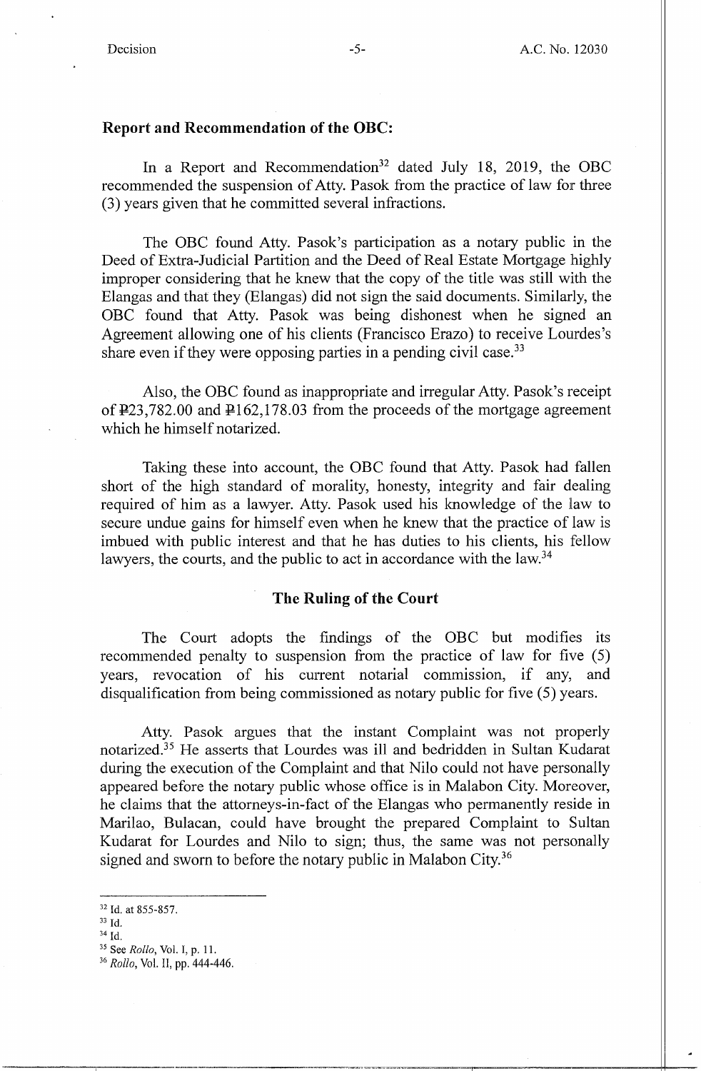**Report and Recommendation of the OBC:**

In a Report and Recommendation[32] dated July 18, 2019, the OBC recommended the suspension of Atty. Pasok from the practice of law for three (3) years given that he committed several infractions.

The OBC found Atty. Pasok's participation as a notary public in the Deed of Extra-Judicial Partition and the Deed of Real Estate Mortgage highly improper considering that he knew that the copy of the title was still with the Elangas and that they (Elangas) did not sign the said documents. Similarly, the OBC found that Atty. Pasok was being dishonest when he signed an Agreement allowing one of his clients (Francisco Erazo) to receive Lourdes's share even if they were opposing parties in a pending civil case.[33]

Also, the OBC found as inappropriate and irregular Atty. Pasok's receipt of ₱23,782.00 and ₱162,178.03 from the proceeds of the mortgage agreement which he himself notarized.

Taking these into account, the OBC found that Atty. Pasok had fallen short of the high standard of morality, honesty, integrity and fair dealing required of him as a lawyer. Atty. Pasok used his knowledge of the law to secure undue gains for himself even when he knew that the practice of law is imbued with public interest and that he has duties to his clients, his fellow lawyers, the courts, and the public to act in accordance with the law.[34]

**The Ruling of the Court**

The Court adopts the findings of the OBC but modifies its recommended penalty to suspension from the practice of law for five (5) years, revocation of his current notarial commission, if any, and disqualification from being commissioned as notary public for five (5) years.

Atty. Pasok argues that the instant Complaint was not properly notarized.[35] He asserts that Lourdes was ill and bedridden in Sultan Kudarat during the execution of the Complaint and that Nilo could not have personally appeared before the notary public whose office is in Malabon City. Moreover, he claims that the attorneys-in-fact of the Elangas who permanently reside in Marilao, Bulacan, could have brought the prepared Complaint to Sultan Kudarat for Lourdes and Nilo to sign; thus, the same was not personally signed and sworn to before the notary public in Malabon City.[36]

---

[32] Id. at 855-857.

[33] Id.

[34] Id.

[35] See *Rollo*, Vol. I, p. 11.

[36] *Rollo*, Vol. II, pp. 444-446.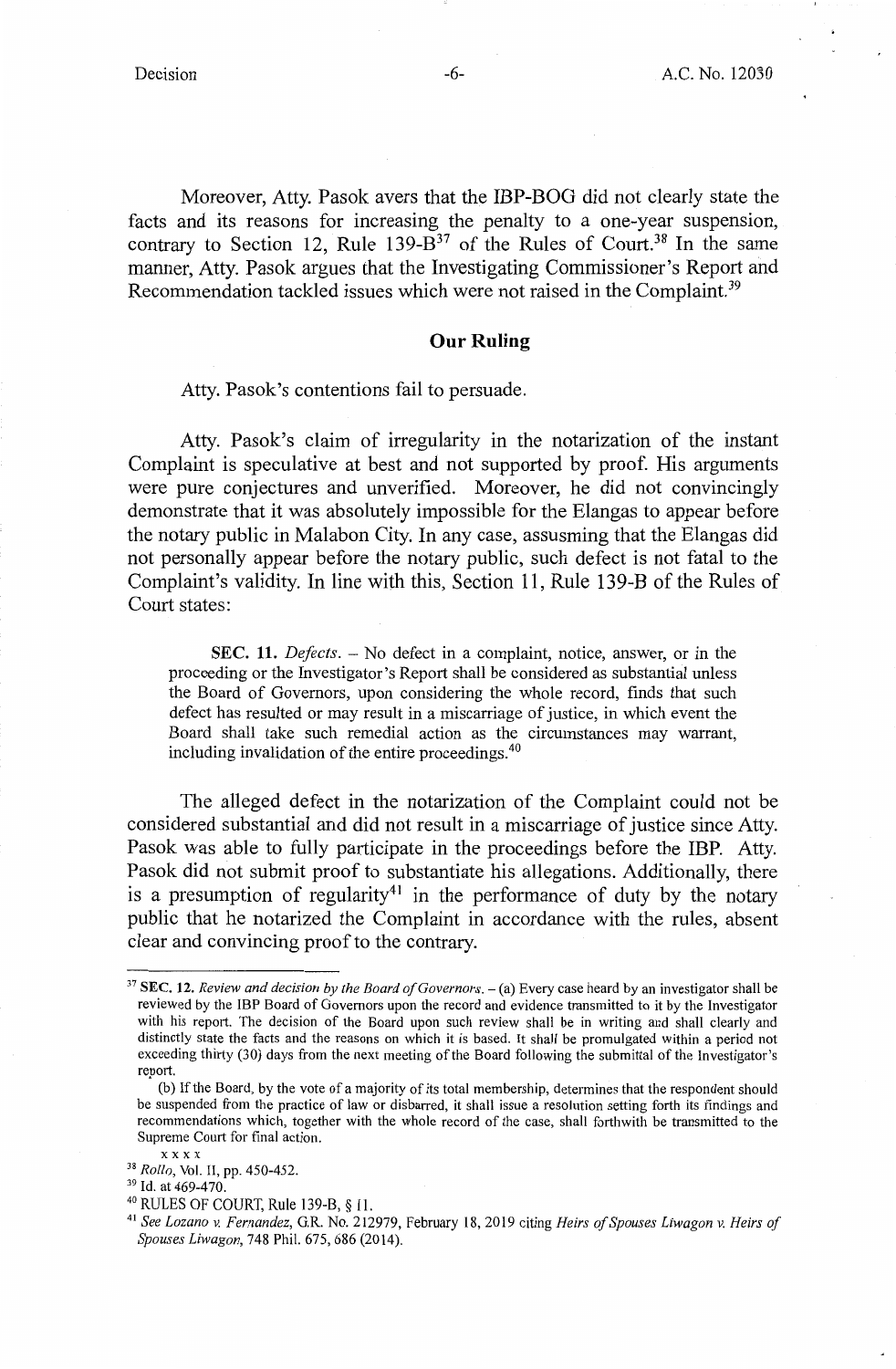Moreover, Atty. Pasok avers that the IBP-BOG did not clearly state the facts and its reasons for increasing the penalty to a one-year suspension, contrary to Section 12, Rule 139-B[37] of the Rules of Court.[38] In the same manner, Atty. Pasok argues that the Investigating Commissioner's Report and Recommendation tackled issues which were not raised in the Complaint.[39]

## Our Ruling

Atty. Pasok's contentions fail to persuade.

Atty. Pasok's claim of irregularity in the notarization of the instant Complaint is speculative at best and not supported by proof. His arguments were pure conjectures and unverified. Moreover, he did not convincingly demonstrate that it was absolutely impossible for the Elangas to appear before the notary public in Malabon City. In any case, assusming that the Elangas did not personally appear before the notary public, such defect is not fatal to the Complaint's validity. In line with this, Section 11, Rule 139-B of the Rules of Court states:

> **SEC. 11.** *Defects.* – No defect in a complaint, notice, answer, or in the proceeding or the Investigator's Report shall be considered as substantial unless the Board of Governors, upon considering the whole record, finds that such defect has resulted or may result in a miscarriage of justice, in which event the Board shall take such remedial action as the circumstances may warrant, including invalidation of the entire proceedings.[40]

The alleged defect in the notarization of the Complaint could not be considered substantial and did not result in a miscarriage of justice since Atty. Pasok was able to fully participate in the proceedings before the IBP. Atty. Pasok did not submit proof to substantiate his allegations. Additionally, there is a presumption of regularity[41] in the performance of duty by the notary public that he notarized the Complaint in accordance with the rules, absent clear and convincing proof to the contrary.

---

[37] **SEC. 12.** *Review and decision by the Board of Governors.* – (a) Every case heard by an investigator shall be reviewed by the IBP Board of Governors upon the record and evidence transmitted to it by the Investigator with his report. The decision of the Board upon such review shall be in writing and shall clearly and distinctly state the facts and the reasons on which it is based. It shall be promulgated within a period not exceeding thirty (30) days from the next meeting of the Board following the submittal of the Investigator's report.

(b) If the Board, by the vote of a majority of its total membership, determines that the respondent should be suspended from the practice of law or disbarred, it shall issue a resolution setting forth its findings and recommendations which, together with the whole record of the case, shall forthwith be transmitted to the Supreme Court for final action.

x x x x

[38] *Rollo*, Vol. II, pp. 450-452.

[39] Id. at 469-470.

[40] RULES OF COURT, Rule 139-B, § 11.

[41] *See Lozano v. Fernandez*, G.R. No. 212979, February 18, 2019 citing *Heirs of Spouses Liwagon v. Heirs of Spouses Liwagon*, 748 Phil. 675, 686 (2014).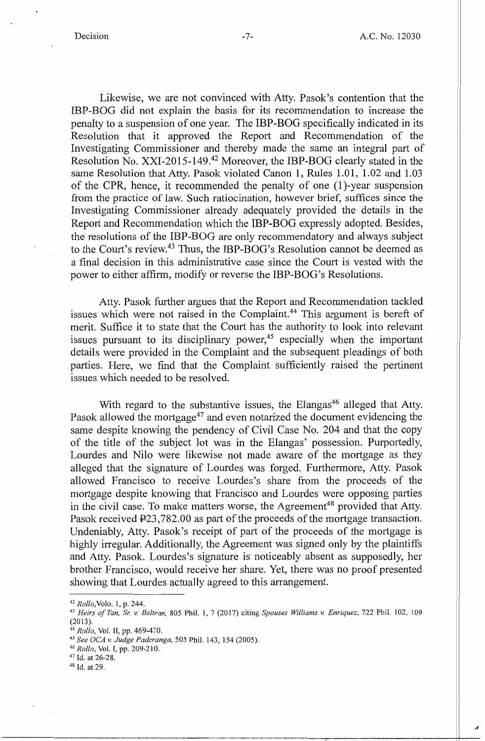Likewise, we are not convinced with Atty. Pasok's contention that the IBP-BOG did not explain the basis for its recommendation to increase the penalty to a suspension of one year. The IBP-BOG specifically indicated in its Resolution that it approved the Report and Recommendation of the Investigating Commissioner and thereby made the same an integral part of Resolution No. XXI-2015-149.[42] Moreover, the IBP-BOG clearly stated in the same Resolution that Atty. Pasok violated Canon 1, Rules 1.01, 1.02 and 1.03 of the CPR, hence, it recommended the penalty of one (1)-year suspension from the practice of law. Such ratiocination, however brief, suffices since the Investigating Commissioner already adequately provided the details in the Report and Recommendation which the IBP-BOG expressly adopted. Besides, the resolutions of the IBP-BOG are only recommendatory and always subject to the Court's review.[43] Thus, the IBP-BOG's Resolution cannot be deemed as a final decision in this administrative case since the Court is vested with the power to either affirm, modify or reverse the IBP-BOG's Resolutions.

Atty. Pasok further argues that the Report and Recommendation tackled issues which were not raised in the Complaint.[44] This argument is bereft of merit. Suffice it to state that the Court has the authority to look into relevant issues pursuant to its disciplinary power,[45] especially when the important details were provided in the Complaint and the subsequent pleadings of both parties. Here, we find that the Complaint sufficiently raised the pertinent issues which needed to be resolved.

With regard to the substantive issues, the Elangas[46] alleged that Atty. Pasok allowed the mortgage[47] and even notarized the document evidencing the same despite knowing the pendency of Civil Case No. 204 and that the copy of the title of the subject lot was in the Elangas' possession. Purportedly, Lourdes and Nilo were likewise not made aware of the mortgage as they alleged that the signature of Lourdes was forged. Furthermore, Atty. Pasok allowed Francisco to receive Lourdes's share from the proceeds of the mortgage despite knowing that Francisco and Lourdes were opposing parties in the civil case. To make matters worse, the Agreement[48] provided that Atty. Pasok received ₱23,782.00 as part of the proceeds of the mortgage transaction. Undeniably, Atty. Pasok's receipt of part of the proceeds of the mortgage is highly irregular. Additionally, the Agreement was signed only by the plaintiffs and Atty. Pasok. Lourdes's signature is noticeably absent as supposedly, her brother Francisco, would receive her share. Yet, there was no proof presented showing that Lourdes actually agreed to this arrangement.

---

[42] *Rollo*, Volo. 1, p. 244.

[43] *Heirs of Tan, Sr. v. Beltran*, 805 Phil. 1, 7 (2017) citing *Spouses Williams v. Enriquez*, 722 Phil. 102, 109 (2013).

[44] *Rollo*, Vol. II, pp. 469-470.

[45] *See OCA v. Judge Paderanga*, 505 Phil. 143, 154 (2005).

[46] *Rollo*, Vol. I, pp. 209-210.

[47] Id. at 26-28.

[48] Id. at 29.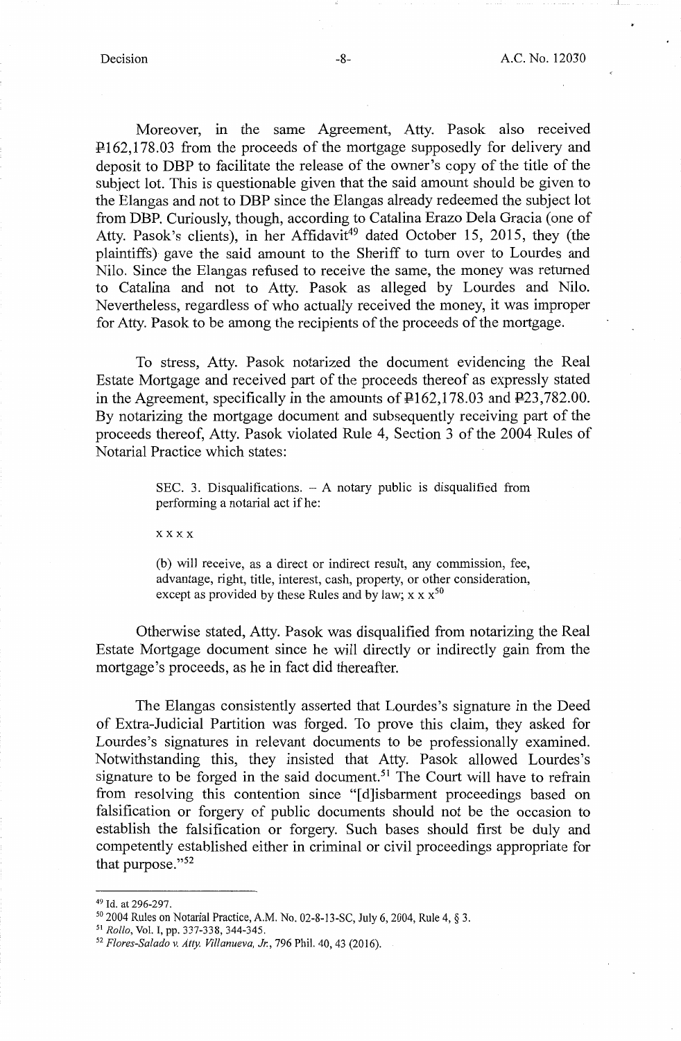Moreover, in the same Agreement, Atty. Pasok also received ₱162,178.03 from the proceeds of the mortgage supposedly for delivery and deposit to DBP to facilitate the release of the owner's copy of the title of the subject lot. This is questionable given that the said amount should be given to the Elangas and not to DBP since the Elangas already redeemed the subject lot from DBP. Curiously, though, according to Catalina Erazo Dela Gracia (one of Atty. Pasok's clients), in her Affidavit[49] dated October 15, 2015, they (the plaintiffs) gave the said amount to the Sheriff to turn over to Lourdes and Nilo. Since the Elangas refused to receive the same, the money was returned to Catalina and not to Atty. Pasok as alleged by Lourdes and Nilo. Nevertheless, regardless of who actually received the money, it was improper for Atty. Pasok to be among the recipients of the proceeds of the mortgage.

To stress, Atty. Pasok notarized the document evidencing the Real Estate Mortgage and received part of the proceeds thereof as expressly stated in the Agreement, specifically in the amounts of ₱162,178.03 and ₱23,782.00. By notarizing the mortgage document and subsequently receiving part of the proceeds thereof, Atty. Pasok violated Rule 4, Section 3 of the 2004 Rules of Notarial Practice which states:

> SEC. 3. Disqualifications. – A notary public is disqualified from performing a notarial act if he:
>
> x x x x
>
> (b) will receive, as a direct or indirect result, any commission, fee, advantage, right, title, interest, cash, property, or other consideration, except as provided by these Rules and by law; x x x[50]

Otherwise stated, Atty. Pasok was disqualified from notarizing the Real Estate Mortgage document since he will directly or indirectly gain from the mortgage's proceeds, as he in fact did thereafter.

The Elangas consistently asserted that Lourdes's signature in the Deed of Extra-Judicial Partition was forged. To prove this claim, they asked for Lourdes's signatures in relevant documents to be professionally examined. Notwithstanding this, they insisted that Atty. Pasok allowed Lourdes's signature to be forged in the said document.[51] The Court will have to refrain from resolving this contention since "[d]isbarment proceedings based on falsification or forgery of public documents should not be the occasion to establish the falsification or forgery. Such bases should first be duly and competently established either in criminal or civil proceedings appropriate for that purpose."[52]

---

[49] Id. at 296-297.

[50] 2004 Rules on Notarial Practice, A.M. No. 02-8-13-SC, July 6, 2004, Rule 4, § 3.

[51] *Rollo*, Vol. I, pp. 337-338, 344-345.

[52] *Flores-Salado v. Atty. Villanueva, Jr.*, 796 Phil. 40, 43 (2016).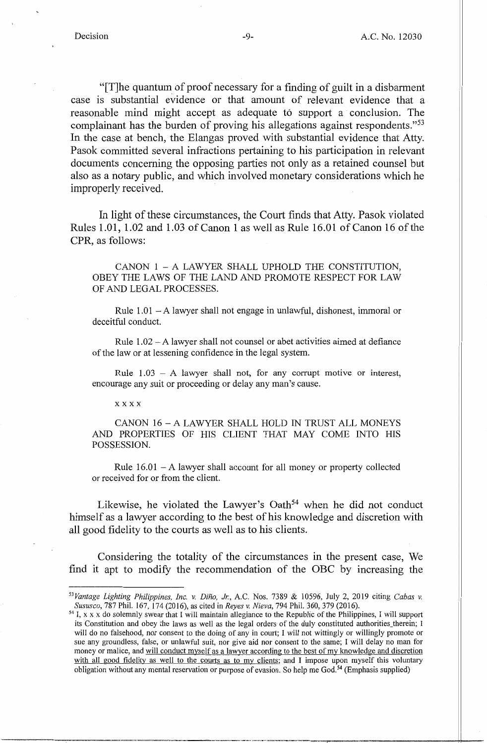"[T]he quantum of proof necessary for a finding of guilt in a disbarment case is substantial evidence or that amount of relevant evidence that a reasonable mind might accept as adequate to support a conclusion. The complainant has the burden of proving his allegations against respondents."[53] In the case at bench, the Elangas proved with substantial evidence that Atty. Pasok committed several infractions pertaining to his participation in relevant documents concerning the opposing parties not only as a retained counsel but also as a notary public, and which involved monetary considerations which he improperly received.

In light of these circumstances, the Court finds that Atty. Pasok violated Rules 1.01, 1.02 and 1.03 of Canon 1 as well as Rule 16.01 of Canon 16 of the CPR, as follows:

> CANON 1 – A LAWYER SHALL UPHOLD THE CONSTITUTION, OBEY THE LAWS OF THE LAND AND PROMOTE RESPECT FOR LAW OF AND LEGAL PROCESSES.
>
> Rule 1.01 – A lawyer shall not engage in unlawful, dishonest, immoral or deceitful conduct.
>
> Rule 1.02 – A lawyer shall not counsel or abet activities aimed at defiance of the law or at lessening confidence in the legal system.
>
> Rule 1.03 – A lawyer shall not, for any corrupt motive or interest, encourage any suit or proceeding or delay any man's cause.
>
> x x x x
>
> CANON 16 – A LAWYER SHALL HOLD IN TRUST ALL MONEYS AND PROPERTIES OF HIS CLIENT THAT MAY COME INTO HIS POSSESSION.
>
> Rule 16.01 – A lawyer shall account for all money or property collected or received for or from the client.

Likewise, he violated the Lawyer's Oath[54] when he did not conduct himself as a lawyer according to the best of his knowledge and discretion with all good fidelity to the courts as well as to his clients.

Considering the totality of the circumstances in the present case, We find it apt to modify the recommendation of the OBC by increasing the

---

[53] *Vantage Lighting Philippines, Inc. v. Diño, Jr.*, A.C. Nos. 7389 & 10596, July 2, 2019 citing *Cabas v. Sususco*, 787 Phil. 167, 174 (2016), as cited in *Reyes v. Nieva*, 794 Phil. 360, 379 (2016).

[54] I, x x x do solemnly swear that I will maintain allegiance to the Republic of the Philippines, I will support its Constitution and obey the laws as well as the legal orders of the duly constituted authorities therein; I will do no falsehood, nor consent to the doing of any in court; I will not wittingly or willingly promote or sue any groundless, false, or unlawful suit, nor give aid nor consent to the same; I will delay no man for money or malice, and <u>will conduct myself as a lawyer according to the best of my knowledge and discretion with all good fidelity as well to the courts as to my clients</u>; and I impose upon myself this voluntary obligation without any mental reservation or purpose of evasion. So help me God.[54] (Emphasis supplied)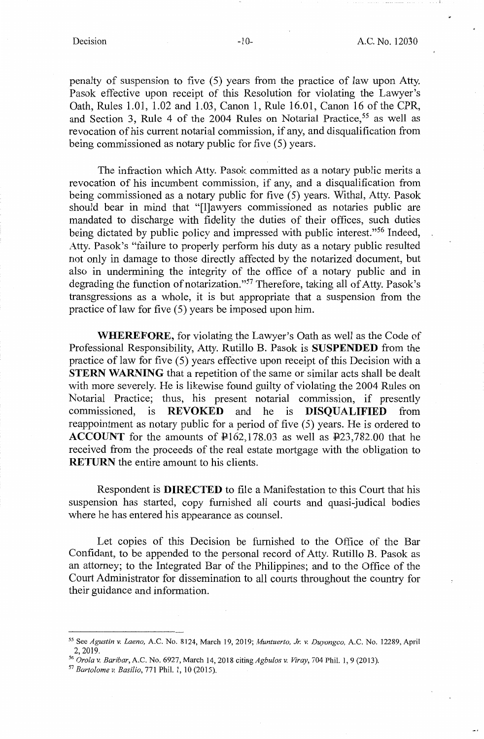penalty of suspension to five (5) years from the practice of law upon Atty. Pasok effective upon receipt of this Resolution for violating the Lawyer's Oath, Rules 1.01, 1.02 and 1.03, Canon 1, Rule 16.01, Canon 16 of the CPR, and Section 3, Rule 4 of the 2004 Rules on Notarial Practice,[55] as well as revocation of his current notarial commission, if any, and disqualification from being commissioned as notary public for five (5) years.

The infraction which Atty. Pasok committed as a notary public merits a revocation of his incumbent commission, if any, and a disqualification from being commissioned as a notary public for five (5) years. Withal, Atty. Pasok should bear in mind that "[l]awyers commissioned as notaries public are mandated to discharge with fidelity the duties of their offices, such duties being dictated by public policy and impressed with public interest."[56] Indeed, Atty. Pasok's "failure to properly perform his duty as a notary public resulted not only in damage to those directly affected by the notarized document, but also in undermining the integrity of the office of a notary public and in degrading the function of notarization."[57] Therefore, taking all of Atty. Pasok's transgressions as a whole, it is but appropriate that a suspension from the practice of law for five (5) years be imposed upon him.

**WHEREFORE,** for violating the Lawyer's Oath as well as the Code of Professional Responsibility, Atty. Rutillo B. Pasok is **SUSPENDED** from the practice of law for five (5) years effective upon receipt of this Decision with a **STERN WARNING** that a repetition of the same or similar acts shall be dealt with more severely. He is likewise found guilty of violating the 2004 Rules on Notarial Practice; thus, his present notarial commission, if presently commissioned, is **REVOKED** and he is **DISQUALIFIED** from reappointment as notary public for a period of five (5) years. He is ordered to **ACCOUNT** for the amounts of ₱162,178.03 as well as ₱23,782.00 that he received from the proceeds of the real estate mortgage with the obligation to **RETURN** the entire amount to his clients.

Respondent is **DIRECTED** to file a Manifestation to this Court that his suspension has started, copy furnished all courts and quasi-judical bodies where he has entered his appearance as counsel.

Let copies of this Decision be furnished to the Office of the Bar Confidant, to be appended to the personal record of Atty. Rutillo B. Pasok as an attorney; to the Integrated Bar of the Philippines; and to the Office of the Court Administrator for dissemination to all courts throughout the country for their guidance and information.

---

[55] See *Agustin v. Laeno*, A.C. No. 8124, March 19, 2019; *Muntuerto, Jr. v. Duyongco*, A.C. No. 12289, April 2, 2019.

[56] *Orola v. Baribar*, A.C. No. 6927, March 14, 2018 citing *Agbulos v. Viray*, 704 Phil. 1, 9 (2013).

[57] *Bartolome v. Basilio*, 771 Phil. 1, 10 (2015).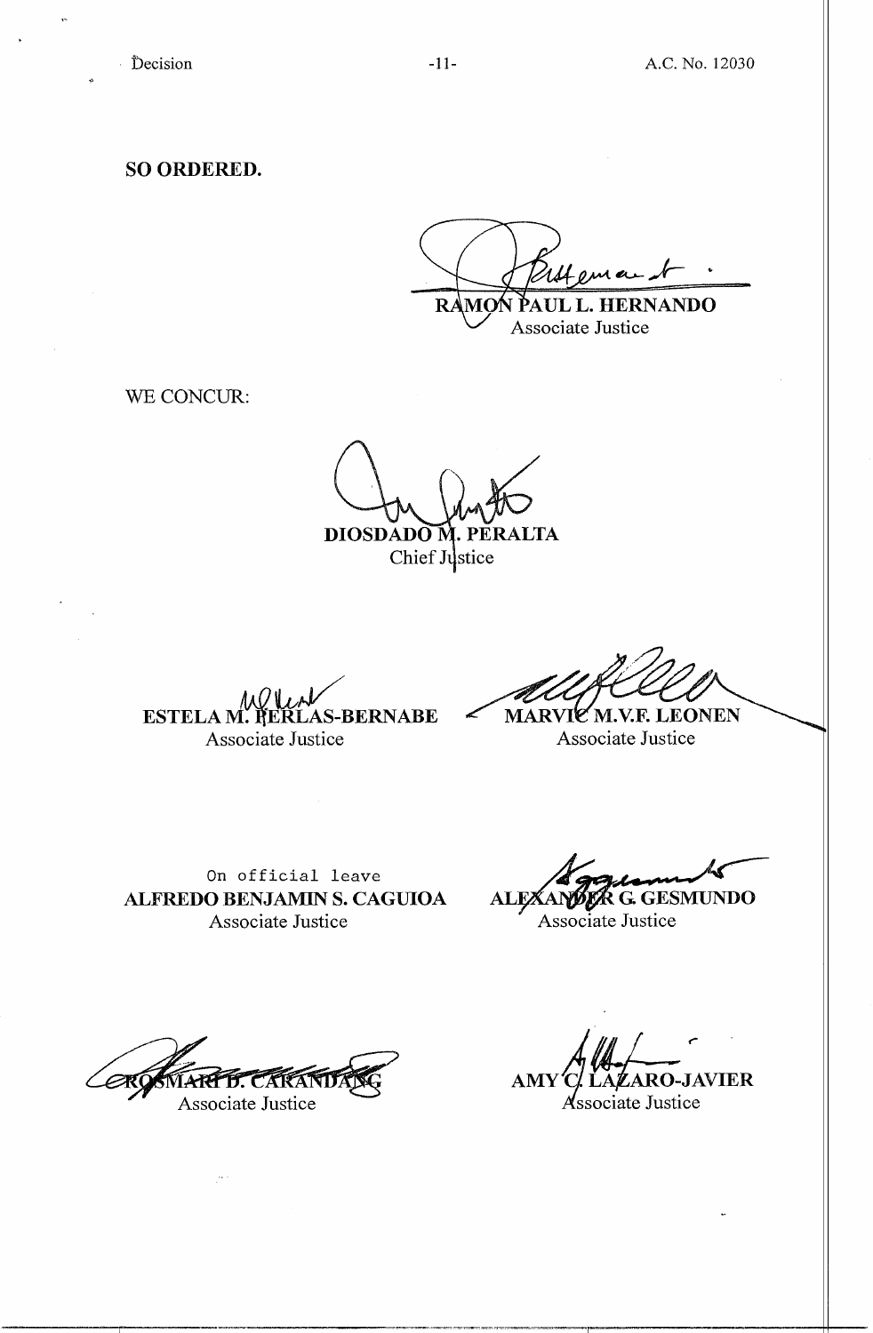**SO ORDERED.**

RAMON PAUL L. HERNANDO
Associate Justice

WE CONCUR:

DIOSDADO M. PERALTA
Chief Justice

ESTELA M. PERLAS-BERNABE
Associate Justice

MARVIC M.V.F. LEONEN
Associate Justice

On official leave
ALFREDO BENJAMIN S. CAGUIOA
Associate Justice

ALEXANDER G. GESMUNDO
Associate Justice

ROSMARI D. CARANDANG
Associate Justice

AMY C. LAZARO-JAVIER
Associate Justice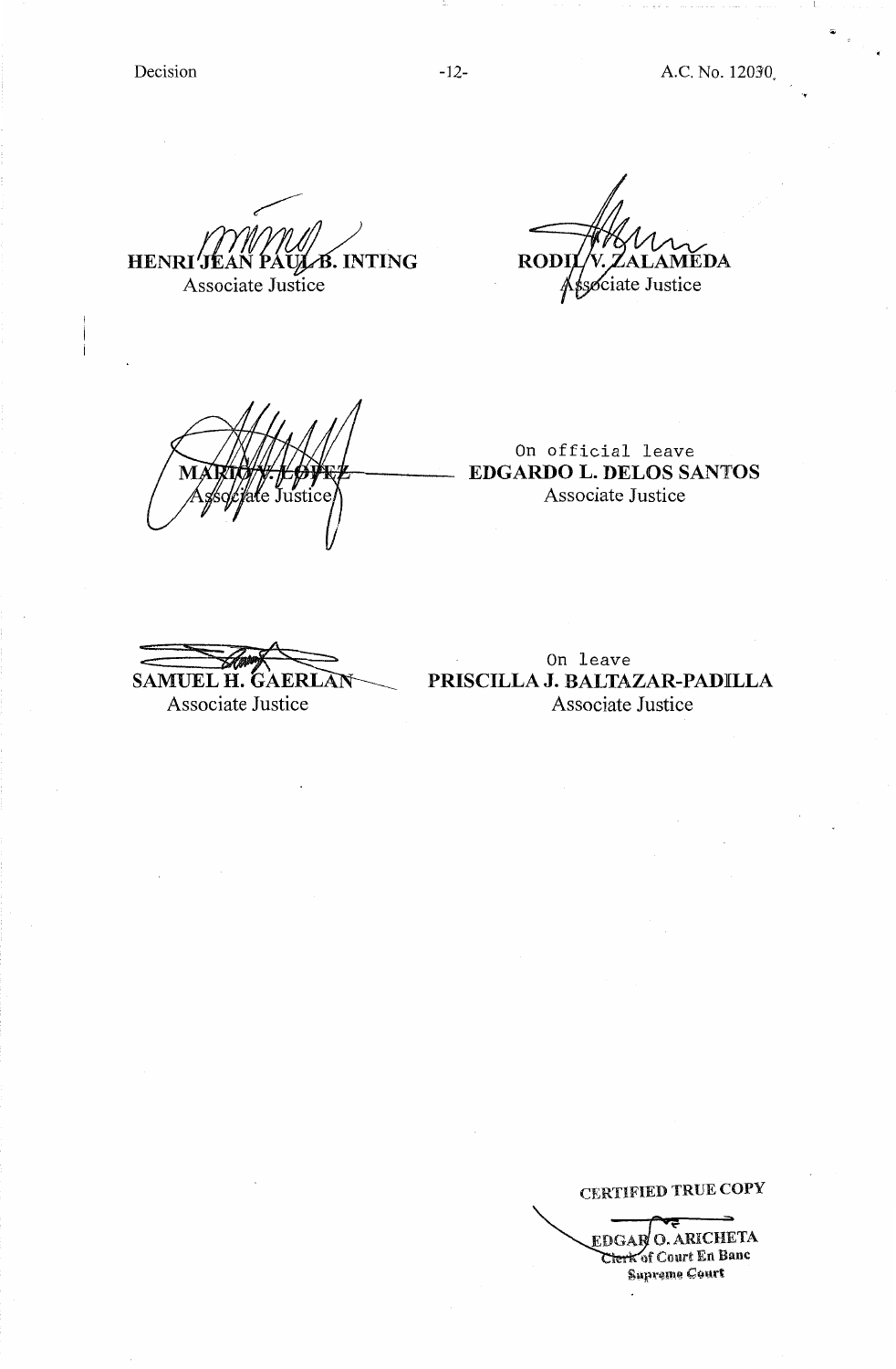**HENRI JEAN PAUL B. INTING**
Associate Justice

**RODIL V. ZALAMEDA**
Associate Justice

**MARIO V. LOPEZ**
Associate Justice

On official leave
**EDGARDO L. DELOS SANTOS**
Associate Justice

**SAMUEL H. GAERLAN**
Associate Justice

On leave
**PRISCILLA J. BALTAZAR-PADILLA**
Associate Justice

CERTIFIED TRUE COPY

EDGAR O. ARICHETA
Clerk of Court En Banc
Supreme Court